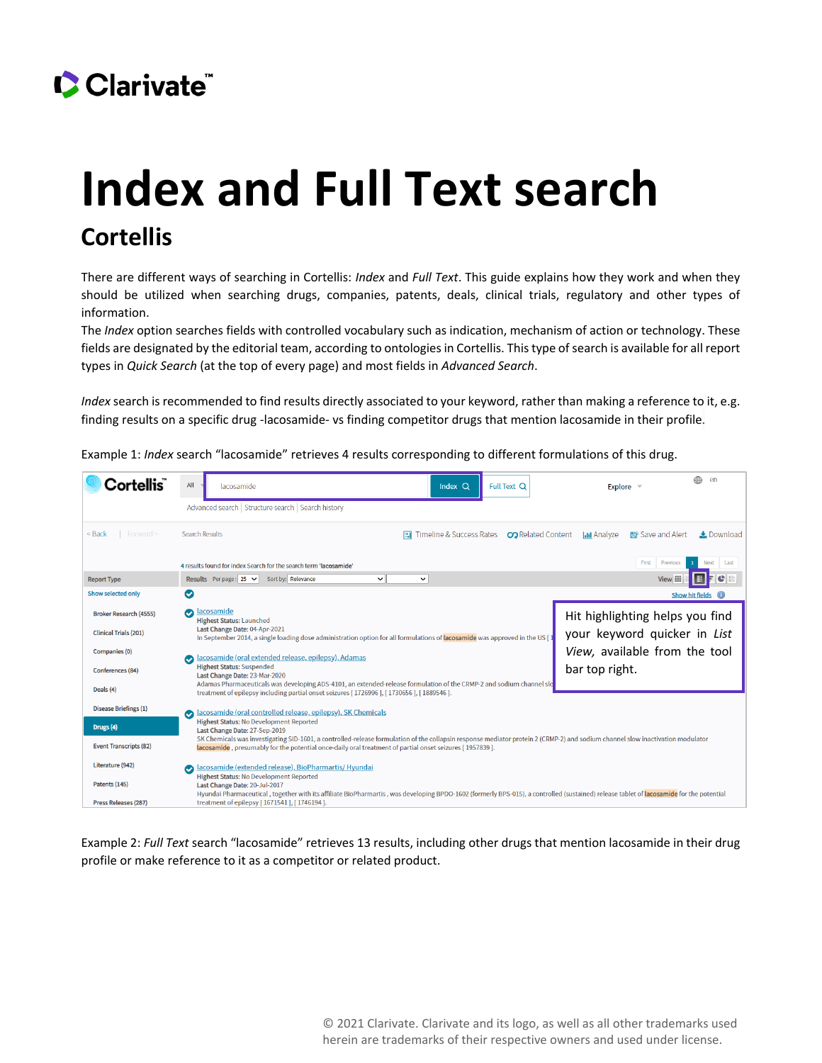# Index and Full Text search

## Cortellis

There are different ways of searching in Cortellis: *Index* and *Full Text*. This guide explains how they work and when they should be utilized when searching drugs, companies, patents, deals, clinical trials, regulatory and other types of information.

The *Index* option searches fields with controlled vocabulary such as indication, mechanism of action or technology. These fields are designated by the editorial team, according to ontologies in Cortellis. This type of search is available for all report types in *Quick Search* (at the top of every page) and most fields in *Advanced Search*.

*Index* search is recommended to find results directly associated to your keyword, rather than making a reference to it, e.g. finding results on a specific drug -lacosamide- vs finding competitor drugs that mention lacosamide in their profile.

Example 1: *Index* search "lacosamide" retrieves 4 results corresponding to different formulations of this drug.

Hit highlighting helps you find your keyword quicker in *List View,* available from the tool bar top right.

Example 2: *Full Text* search "lacosamide" retrieves 13 results, including other drugs that mention lacosamide in their drug profile or make reference to it as a competitor or related product.

© 2021 Clarivate. Clarivate and its logo, as well as all other trademarks used herein are trademarks of their respective owners and used under license.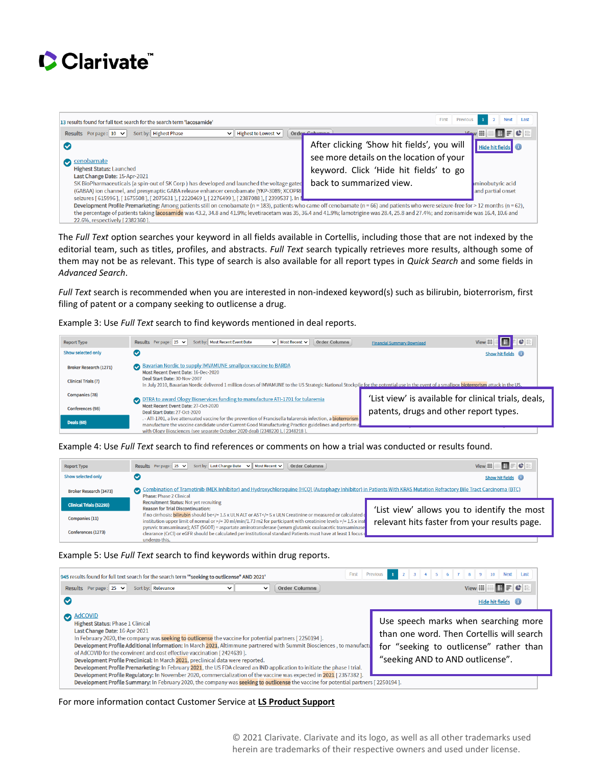13 results found for full text search for the search term 'lacosamide'

Results Per page: 10 Sort by: Highest Phase | Highest to Lowest | Order Columns

Hide hit fields

cenobamate
Highest Status: Launched
Last Change Date: 15-Apr-2021
SK BioPharmaceuticals (a spin-out of SK Corp ) has developed and launched the voltage gated ... minobutyric acid (GABAA) ion channel, and presynaptic GABA release enhancer cenobamate (YKP-3089; XCOPRI ... and partial onset seizures [ 615996 ], [ 1675508 ], [ 2075631 ], [ 2220469 ], [ 2276499 ], [ 2387088 ], [ 2399537 ]. In ...
Development Profile Premarketing: Among patients still on cenobamate (n = 183), patients who came off cenobamate (n = 66) and patients who were seizure-free for > 12 months (n = 62), the percentage of patients taking lacosamide was 43.2, 34.8 and 41.9%; levetiracetam was 35, 36.4 and 41.9%; lamotrigine was 28.4, 25.8 and 27.4%; and zonisamide was 16.4, 10.6 and 22.6%, respectively [ 2382360 ].

After clicking 'Show hit fields', you will see more details on the location of your keyword. Click 'Hide hit fields' to go back to summarized view.

The *Full Text* option searches your keyword in all fields available in Cortellis, including those that are not indexed by the editorial team, such as titles, profiles, and abstracts. *Full Text* search typically retrieves more results, although some of them may not be as relevant. This type of search is also available for all report types in *Quick Search* and some fields in *Advanced Search*.

*Full Text* search is recommended when you are interested in non-indexed keyword(s) such as bilirubin, bioterrorism, first filing of patent or a company seeking to outlicense a drug.

Example 3: Use *Full Text* search to find keywords mentioned in deal reports.

Report Type | Results Per page: 25 | Sort by: Most Recent Event Date | Most Recent | Order Columns | Financial Summary Download | View

Show selected only | Show hit fields

Broker Research (1271)
Clinical Trials (7)
Companies (78)
Conferences (98)
Deals (60)

Bavarian Nordic to supply IMVAMUNE smallpox vaccine to BARDA
Most Recent Event Date: 16-Dec-2020
Deal Start Date: 30-Nov-2007
In July 2010, Bavarian Nordic delivered 1 million doses of IMVAMUNE to the US Strategic National Stockpile for the potential use in the event of a smallpox bioterrorism attack in the US.

DTRA to award Ology Bioservices funding to manufacture ATI-1701 for tularemia
Most Recent Event Date: 27-Oct-2020
Deal Start Date: 27-Oct-2020
.- ATI-1701, a live attenuated vaccine for the prevention of Francisella tularensis infection, a bioterrorism ... manufacture the vaccine candidate under Current Good Manufacturing Practice guidelines and perform ... with Ology Biosciences (see separate October 2020 deal) [2348220 ], [ 2348218 ].

'List view' is available for clinical trials, deals, patents, drugs and other report types.

Example 4: Use *Full Text* search to find references or comments on how a trial was conducted or results found.

Report Type | Results Per page: 25 | Sort by: Last Change Date | Most Recent | Order Columns | View

Show selected only | Show hit fields

Broker Research (3473)
Clinical Trials (52293)
Companies (11)
Conferences (1273)

Combination of Trametinib (MEK Inhibitor) and Hydroxychloroquine (HCQ) (Autophagy Inhibitor) in Patients With KRAS Mutation Refractory Bile Tract Carcinoma (BTC)
Phase: Phase 2 Clinical
Recruitment Status: Not yet recruiting
Reason for Trial Discontinuation:
If no cirrhosis: bilirubin should be<= 1.5 x ULN ALT or AST</= 5 x ULN Creatinine or measured or calculated ... institution upper limit of normal or >/= 30 ml/min/1.73 m2 for participant with creatinine levels >/= 1.5 x inst... pyruvic transaminase); AST (SGOT) = aspartate aminotransferase (serum glutamic oxaloacetic transaminase ... clearance (CrCl) or eGFR should be calculated per institutional standard Patients must have at least 1 focus ... undergo this.

'List view' allows you to identify the most relevant hits faster from your results page.

Example 5: Use *Full Text* search to find keywords within drug reports.

945 results found for full text search for the search term '"seeking to outlicense" AND 2021'

Results Per page: 25 Sort by: Relevance | Order Columns | View

Hide hit fields

AdCOVID
Highest Status: Phase 1 Clinical
Last Change Date: 16-Apr-2021
In February 2020, the company was seeking to outlicense the vaccine for potential partners [ 2250194 ].
Development Profile Additional Information: In March 2021, Altimmune partnered with Summit Biosciences , to manufactu... of AdCOVID for the convinent and cost effective vaccination [ 2424639 ].
Development Profile Preclinical: In March 2021, preclinical data were reported.
Development Profile Premarketing: In February 2021, the US FDA cleared an IND application to initiate the phase I trial.
Development Profile Regulatory: In November 2020, commercialization of the vaccine was expected in 2021 [ 2357382 ].
Development Profile Summary: In February 2020, the company was seeking to outlicense the vaccine for potential partners [ 2250194 ].

Use speech marks when searching more than one word. Then Cortellis will search for "seeking to outlicense" rather than "seeking AND to AND outlicense".

For more information contact Customer Service at **LS Product Support**

© 2021 Clarivate. Clarivate and its logo, as well as all other trademarks used herein are trademarks of their respective owners and used under license.